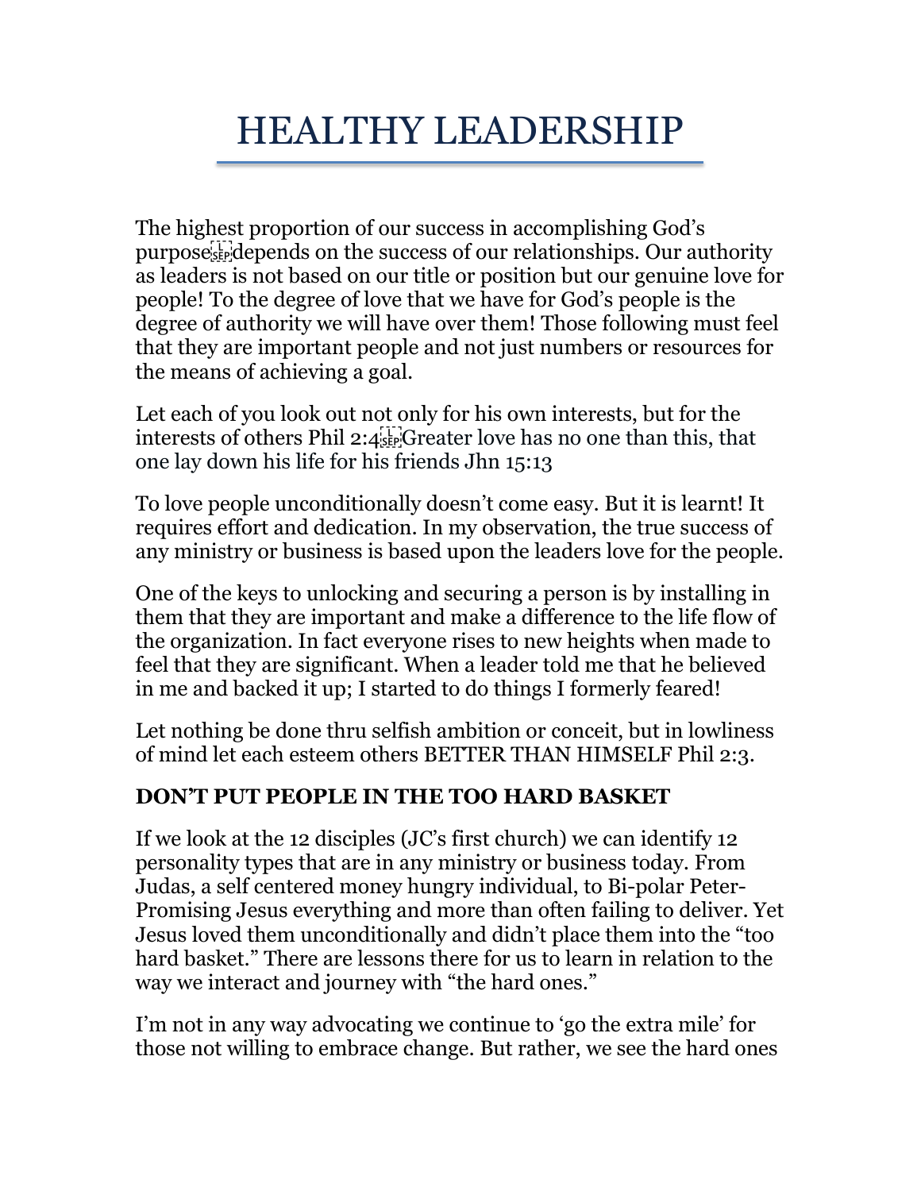# HEALTHY LEADERSHIP

The highest proportion of our success in accomplishing God's purpose depends on the success of our relationships. Our authority as leaders is not based on our title or position but our genuine love for people! To the degree of love that we have for God's people is the degree of authority we will have over them! Those following must feel that they are important people and not just numbers or resources for the means of achieving a goal.

Let each of you look out not only for his own interests, but for the interests of others Phil 2:4 Greater love has no one than this, that one lay down his life for his friends Jhn 15:13

To love people unconditionally doesn't come easy. But it is learnt! It requires effort and dedication. In my observation, the true success of any ministry or business is based upon the leaders love for the people.

One of the keys to unlocking and securing a person is by installing in them that they are important and make a difference to the life flow of the organization. In fact everyone rises to new heights when made to feel that they are significant. When a leader told me that he believed in me and backed it up; I started to do things I formerly feared!

Let nothing be done thru selfish ambition or conceit, but in lowliness of mind let each esteem others BETTER THAN HIMSELF Phil 2:3.

**DON'T PUT PEOPLE IN THE TOO HARD BASKET**

If we look at the 12 disciples (JC's first church) we can identify 12 personality types that are in any ministry or business today. From Judas, a self centered money hungry individual, to Bi-polar Peter- Promising Jesus everything and more than often failing to deliver. Yet Jesus loved them unconditionally and didn't place them into the "too hard basket." There are lessons there for us to learn in relation to the way we interact and journey with "the hard ones."

I'm not in any way advocating we continue to 'go the extra mile' for those not willing to embrace change. But rather, we see the hard ones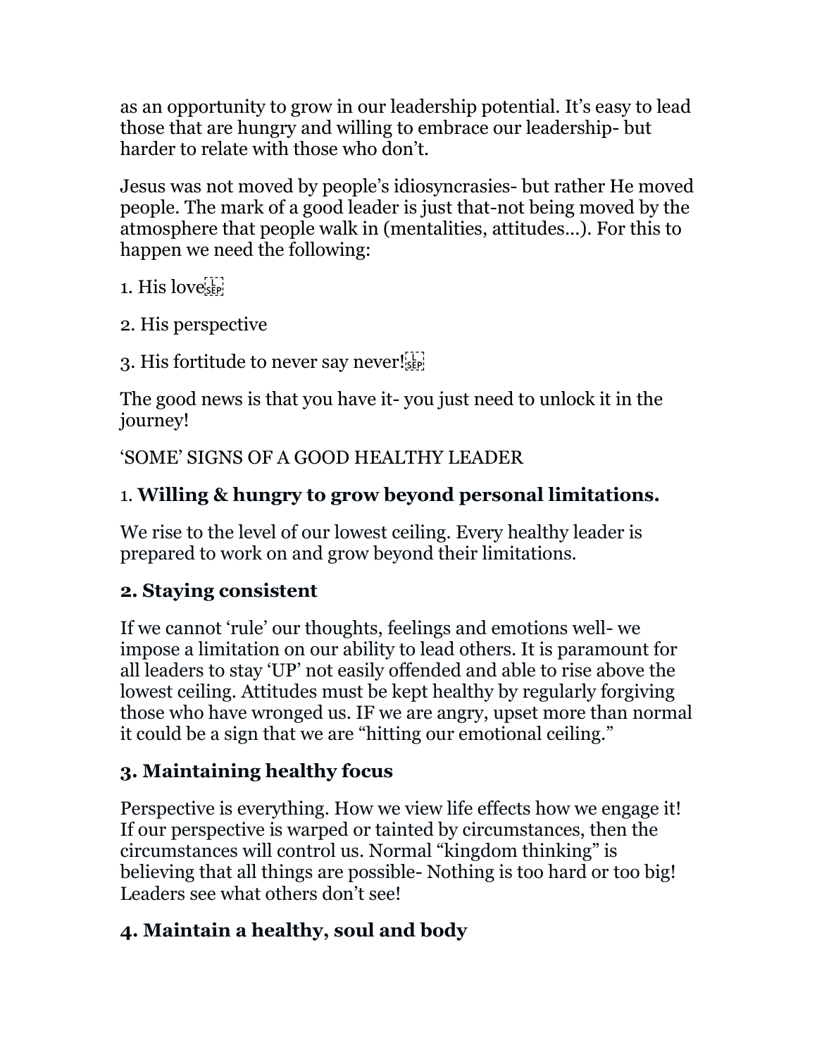as an opportunity to grow in our leadership potential. It's easy to lead those that are hungry and willing to embrace our leadership- but harder to relate with those who don't.

Jesus was not moved by people's idiosyncrasies- but rather He moved people. The mark of a good leader is just that-not being moved by the atmosphere that people walk in (mentalities, attitudes...). For this to happen we need the following:

1. His love
2. His perspective
3. His fortitude to never say never!

The good news is that you have it- you just need to unlock it in the journey!

'SOME' SIGNS OF A GOOD HEALTHY LEADER

### 1. **Willing & hungry to grow beyond personal limitations.**

We rise to the level of our lowest ceiling. Every healthy leader is prepared to work on and grow beyond their limitations.

### **2. Staying consistent**

If we cannot 'rule' our thoughts, feelings and emotions well- we impose a limitation on our ability to lead others. It is paramount for all leaders to stay 'UP' not easily offended and able to rise above the lowest ceiling. Attitudes must be kept healthy by regularly forgiving those who have wronged us. IF we are angry, upset more than normal it could be a sign that we are "hitting our emotional ceiling."

### **3. Maintaining healthy focus**

Perspective is everything. How we view life effects how we engage it! If our perspective is warped or tainted by circumstances, then the circumstances will control us. Normal "kingdom thinking" is believing that all things are possible- Nothing is too hard or too big! Leaders see what others don't see!

### **4. Maintain a healthy, soul and body**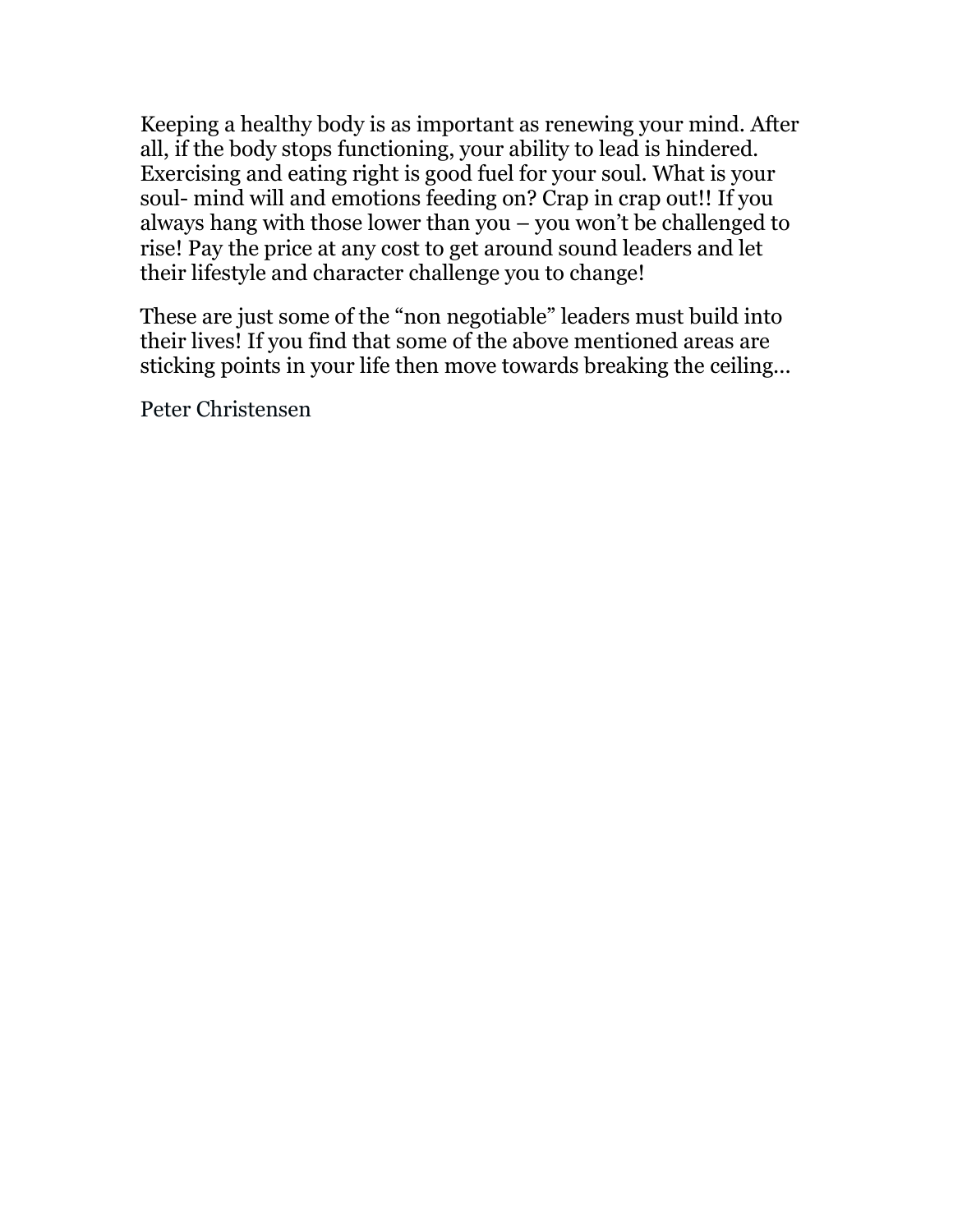Keeping a healthy body is as important as renewing your mind. After all, if the body stops functioning, your ability to lead is hindered. Exercising and eating right is good fuel for your soul. What is your soul- mind will and emotions feeding on? Crap in crap out!! If you always hang with those lower than you – you won't be challenged to rise! Pay the price at any cost to get around sound leaders and let their lifestyle and character challenge you to change!

These are just some of the "non negotiable" leaders must build into their lives! If you find that some of the above mentioned areas are sticking points in your life then move towards breaking the ceiling…

Peter Christensen